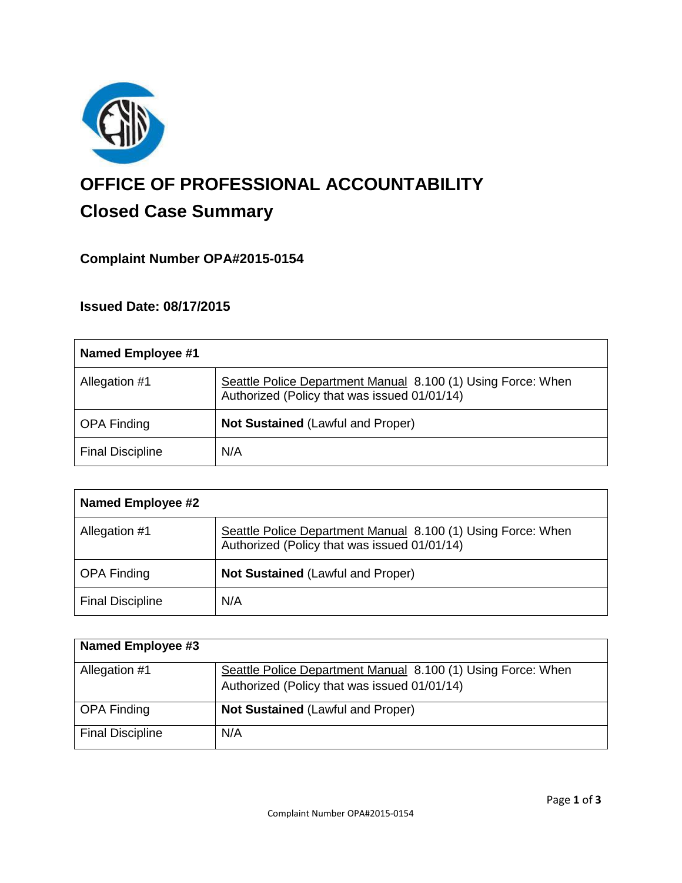# OFFICE OF PROFESSIONAL ACCOUNTABILITY

## Closed Case Summary

### Complaint Number OPA#2015-0154

### Issued Date: 08/17/2015

| **Named Employee #1** | |
|---|---|
| Allegation #1 | Seattle Police Department Manual 8.100 (1) Using Force: When Authorized (Policy that was issued 01/01/14) |
| OPA Finding | **Not Sustained** (Lawful and Proper) |
| Final Discipline | N/A |

| **Named Employee #2** | |
|---|---|
| Allegation #1 | Seattle Police Department Manual 8.100 (1) Using Force: When Authorized (Policy that was issued 01/01/14) |
| OPA Finding | **Not Sustained** (Lawful and Proper) |
| Final Discipline | N/A |

| **Named Employee #3** | |
|---|---|
| Allegation #1 | Seattle Police Department Manual 8.100 (1) Using Force: When Authorized (Policy that was issued 01/01/14) |
| OPA Finding | **Not Sustained** (Lawful and Proper) |
| Final Discipline | N/A |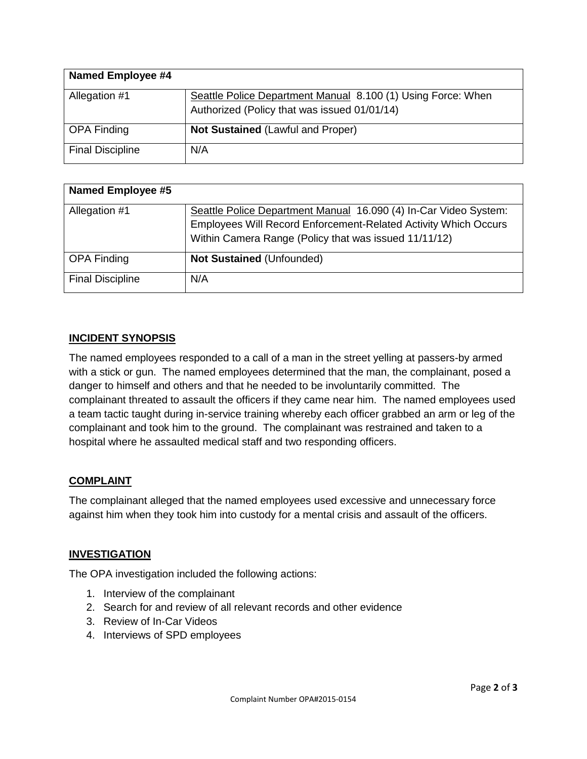| **Named Employee #4** | |
|---|---|
| Allegation #1 | Seattle Police Department Manual 8.100 (1) Using Force: When Authorized (Policy that was issued 01/01/14) |
| OPA Finding | **Not Sustained** (Lawful and Proper) |
| Final Discipline | N/A |

| **Named Employee #5** | |
|---|---|
| Allegation #1 | Seattle Police Department Manual 16.090 (4) In-Car Video System: Employees Will Record Enforcement-Related Activity Which Occurs Within Camera Range (Policy that was issued 11/11/12) |
| OPA Finding | **Not Sustained** (Unfounded) |
| Final Discipline | N/A |

## INCIDENT SYNOPSIS

The named employees responded to a call of a man in the street yelling at passers-by armed with a stick or gun. The named employees determined that the man, the complainant, posed a danger to himself and others and that he needed to be involuntarily committed. The complainant threated to assault the officers if they came near him. The named employees used a team tactic taught during in-service training whereby each officer grabbed an arm or leg of the complainant and took him to the ground. The complainant was restrained and taken to a hospital where he assaulted medical staff and two responding officers.

## COMPLAINT

The complainant alleged that the named employees used excessive and unnecessary force against him when they took him into custody for a mental crisis and assault of the officers.

## INVESTIGATION

The OPA investigation included the following actions:

1. Interview of the complainant
2. Search for and review of all relevant records and other evidence
3. Review of In-Car Videos
4. Interviews of SPD employees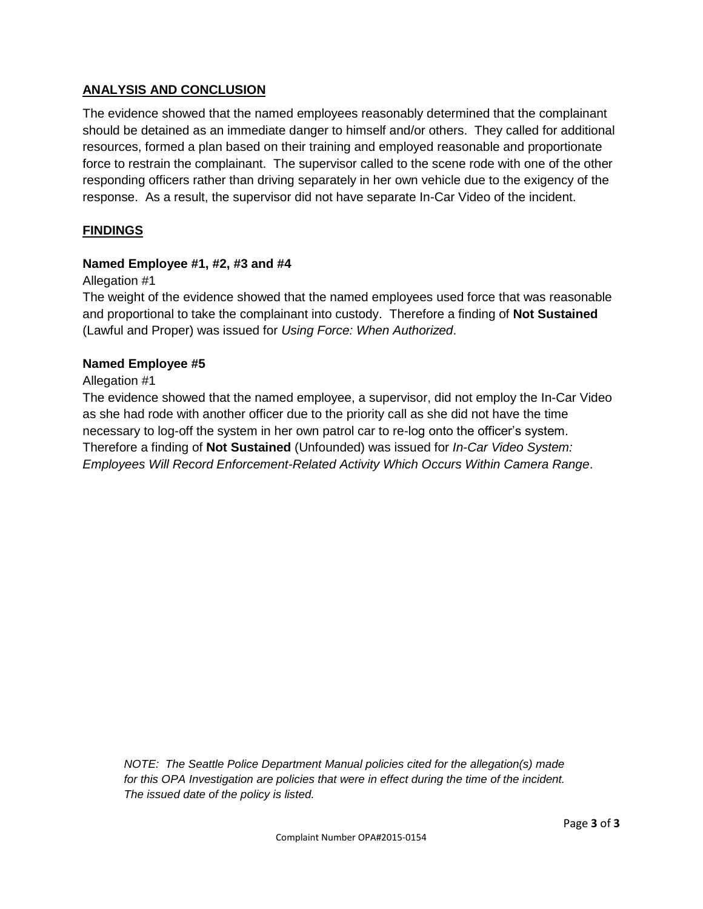## ANALYSIS AND CONCLUSION

The evidence showed that the named employees reasonably determined that the complainant should be detained as an immediate danger to himself and/or others. They called for additional resources, formed a plan based on their training and employed reasonable and proportionate force to restrain the complainant. The supervisor called to the scene rode with one of the other responding officers rather than driving separately in her own vehicle due to the exigency of the response. As a result, the supervisor did not have separate In-Car Video of the incident.

## FINDINGS

### Named Employee #1, #2, #3 and #4

Allegation #1

The weight of the evidence showed that the named employees used force that was reasonable and proportional to take the complainant into custody. Therefore a finding of **Not Sustained** (Lawful and Proper) was issued for *Using Force: When Authorized*.

### Named Employee #5

Allegation #1

The evidence showed that the named employee, a supervisor, did not employ the In-Car Video as she had rode with another officer due to the priority call as she did not have the time necessary to log-off the system in her own patrol car to re-log onto the officer's system. Therefore a finding of **Not Sustained** (Unfounded) was issued for *In-Car Video System: Employees Will Record Enforcement-Related Activity Which Occurs Within Camera Range*.

*NOTE: The Seattle Police Department Manual policies cited for the allegation(s) made for this OPA Investigation are policies that were in effect during the time of the incident. The issued date of the policy is listed.*

Complaint Number OPA#2015-0154